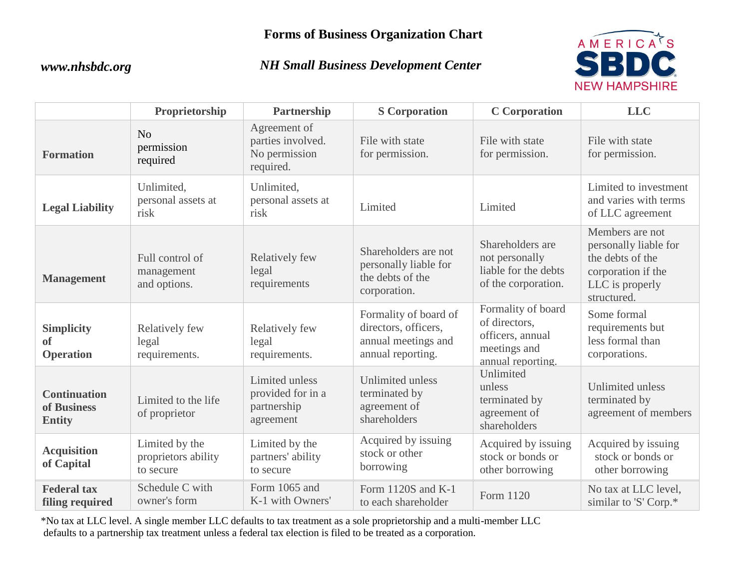# Forms of Business Organization Chart

***www.nhsbdc.org***

***NH Small Business Development Center***

| | Proprietorship | Partnership | S Corporation | C Corporation | LLC |
|---|---|---|---|---|---|
| **Formation** | No permission required | Agreement of parties involved. No permission required. | File with state for permission. | File with state for permission. | File with state for permission. |
| **Legal Liability** | Unlimited, personal assets at risk | Unlimited, personal assets at risk | Limited | Limited | Limited to investment and varies with terms of LLC agreement |
| **Management** | Full control of management and options. | Relatively few legal requirements | Shareholders are not personally liable for the debts of the corporation. | Shareholders are not personally liable for the debts of the corporation. | Members are not personally liable for the debts of the corporation if the LLC is properly structured. |
| **Simplicity of Operation** | Relatively few legal requirements. | Relatively few legal requirements. | Formality of board of directors, officers, annual meetings and annual reporting. | Formality of board of directors, officers, annual meetings and annual reporting. | Some formal requirements but less formal than corporations. |
| **Continuation of Business Entity** | Limited to the life of proprietor | Limited unless provided for in a partnership agreement | Unlimited unless terminated by agreement of shareholders | Unlimited unless terminated by agreement of shareholders | Unlimited unless terminated by agreement of members |
| **Acquisition of Capital** | Limited by the proprietors ability to secure | Limited by the partners' ability to secure | Acquired by issuing stock or other borrowing | Acquired by issuing stock or bonds or other borrowing | Acquired by issuing stock or bonds or other borrowing |
| **Federal tax filing required** | Schedule C with owner's form | Form 1065 and K-1 with Owners' | Form 1120S and K-1 to each shareholder | Form 1120 | No tax at LLC level, similar to 'S' Corp.* |

*No tax at LLC level. A single member LLC defaults to tax treatment as a sole proprietorship and a multi-member LLC defaults to a partnership tax treatment unless a federal tax election is filed to be treated as a corporation.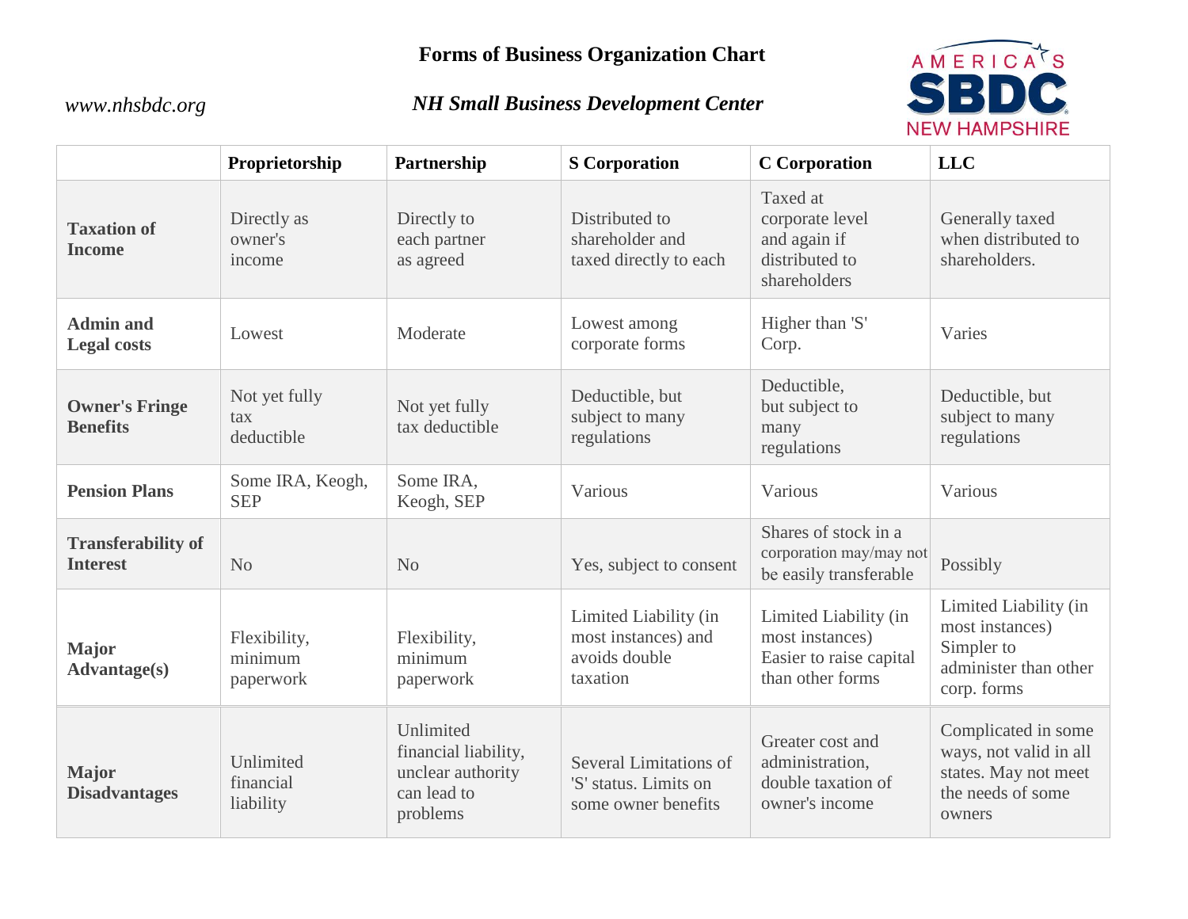# Forms of Business Organization Chart

*www.nhsbdc.org*

## *NH Small Business Development Center*

| | Proprietorship | Partnership | S Corporation | C Corporation | LLC |
|---|---|---|---|---|---|
| **Taxation of Income** | Directly as owner's income | Directly to each partner as agreed | Distributed to shareholder and taxed directly to each | Taxed at corporate level and again if distributed to shareholders | Generally taxed when distributed to shareholders. |
| **Admin and Legal costs** | Lowest | Moderate | Lowest among corporate forms | Higher than 'S' Corp. | Varies |
| **Owner's Fringe Benefits** | Not yet fully tax deductible | Not yet fully tax deductible | Deductible, but subject to many regulations | Deductible, but subject to many regulations | Deductible, but subject to many regulations |
| **Pension Plans** | Some IRA, Keogh, SEP | Some IRA, Keogh, SEP | Various | Various | Various |
| **Transferability of Interest** | No | No | Yes, subject to consent | Shares of stock in a corporation may/may not be easily transferable | Possibly |
| **Major Advantage(s)** | Flexibility, minimum paperwork | Flexibility, minimum paperwork | Limited Liability (in most instances) and avoids double taxation | Limited Liability (in most instances) Easier to raise capital than other forms | Limited Liability (in most instances) Simpler to administer than other corp. forms |
| **Major Disadvantages** | Unlimited financial liability | Unlimited financial liability, unclear authority can lead to problems | Several Limitations of 'S' status. Limits on some owner benefits | Greater cost and administration, double taxation of owner's income | Complicated in some ways, not valid in all states. May not meet the needs of some owners |